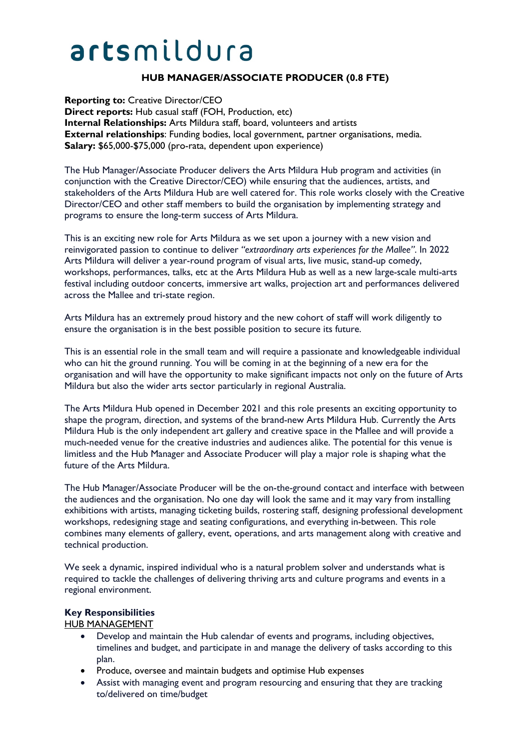# artsmildura

## HUB MANAGER/ASSOCIATE PRODUCER (0.8 FTE)

**Reporting to:** Creative Director/CEO
**Direct reports:** Hub casual staff (FOH, Production, etc)
**Internal Relationships:** Arts Mildura staff, board, volunteers and artists
**External relationships**: Funding bodies, local government, partner organisations, media.
**Salary:** $65,000-$75,000 (pro-rata, dependent upon experience)

The Hub Manager/Associate Producer delivers the Arts Mildura Hub program and activities (in conjunction with the Creative Director/CEO) while ensuring that the audiences, artists, and stakeholders of the Arts Mildura Hub are well catered for. This role works closely with the Creative Director/CEO and other staff members to build the organisation by implementing strategy and programs to ensure the long-term success of Arts Mildura.

This is an exciting new role for Arts Mildura as we set upon a journey with a new vision and reinvigorated passion to continue to deliver *"extraordinary arts experiences for the Mallee"*. In 2022 Arts Mildura will deliver a year-round program of visual arts, live music, stand-up comedy, workshops, performances, talks, etc at the Arts Mildura Hub as well as a new large-scale multi-arts festival including outdoor concerts, immersive art walks, projection art and performances delivered across the Mallee and tri-state region.

Arts Mildura has an extremely proud history and the new cohort of staff will work diligently to ensure the organisation is in the best possible position to secure its future.

This is an essential role in the small team and will require a passionate and knowledgeable individual who can hit the ground running. You will be coming in at the beginning of a new era for the organisation and will have the opportunity to make significant impacts not only on the future of Arts Mildura but also the wider arts sector particularly in regional Australia.

The Arts Mildura Hub opened in December 2021 and this role presents an exciting opportunity to shape the program, direction, and systems of the brand-new Arts Mildura Hub. Currently the Arts Mildura Hub is the only independent art gallery and creative space in the Mallee and will provide a much-needed venue for the creative industries and audiences alike. The potential for this venue is limitless and the Hub Manager and Associate Producer will play a major role is shaping what the future of the Arts Mildura.

The Hub Manager/Associate Producer will be the on-the-ground contact and interface with between the audiences and the organisation. No one day will look the same and it may vary from installing exhibitions with artists, managing ticketing builds, rostering staff, designing professional development workshops, redesigning stage and seating configurations, and everything in-between. This role combines many elements of gallery, event, operations, and arts management along with creative and technical production.

We seek a dynamic, inspired individual who is a natural problem solver and understands what is required to tackle the challenges of delivering thriving arts and culture programs and events in a regional environment.

**Key Responsibilities**

HUB MANAGEMENT

- Develop and maintain the Hub calendar of events and programs, including objectives, timelines and budget, and participate in and manage the delivery of tasks according to this plan.
- Produce, oversee and maintain budgets and optimise Hub expenses
- Assist with managing event and program resourcing and ensuring that they are tracking to/delivered on time/budget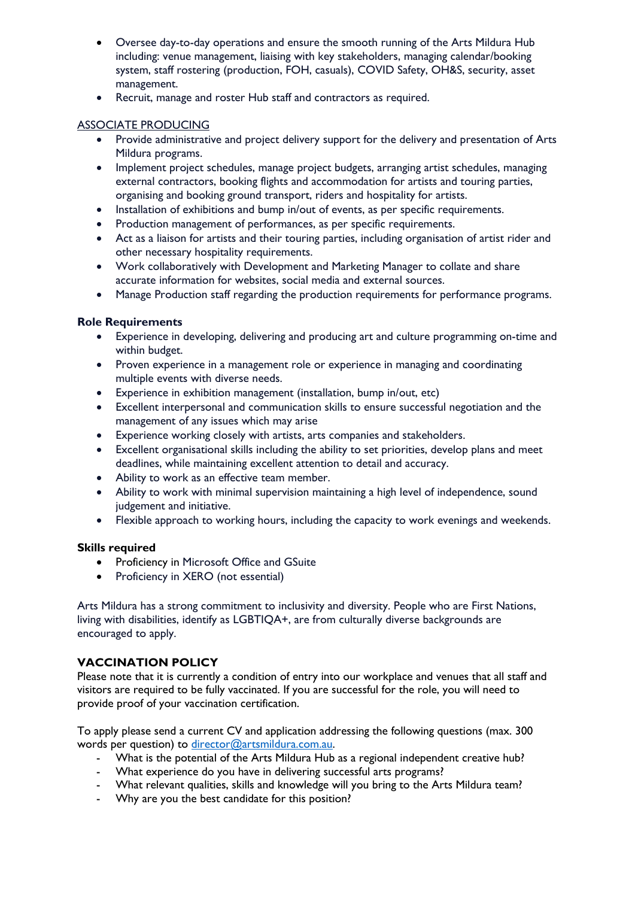- Oversee day-to-day operations and ensure the smooth running of the Arts Mildura Hub including: venue management, liaising with key stakeholders, managing calendar/booking system, staff rostering (production, FOH, casuals), COVID Safety, OH&S, security, asset management.
- Recruit, manage and roster Hub staff and contractors as required.

ASSOCIATE PRODUCING

- Provide administrative and project delivery support for the delivery and presentation of Arts Mildura programs.
- Implement project schedules, manage project budgets, arranging artist schedules, managing external contractors, booking flights and accommodation for artists and touring parties, organising and booking ground transport, riders and hospitality for artists.
- Installation of exhibitions and bump in/out of events, as per specific requirements.
- Production management of performances, as per specific requirements.
- Act as a liaison for artists and their touring parties, including organisation of artist rider and other necessary hospitality requirements.
- Work collaboratively with Development and Marketing Manager to collate and share accurate information for websites, social media and external sources.
- Manage Production staff regarding the production requirements for performance programs.

**Role Requirements**

- Experience in developing, delivering and producing art and culture programming on-time and within budget.
- Proven experience in a management role or experience in managing and coordinating multiple events with diverse needs.
- Experience in exhibition management (installation, bump in/out, etc)
- Excellent interpersonal and communication skills to ensure successful negotiation and the management of any issues which may arise
- Experience working closely with artists, arts companies and stakeholders.
- Excellent organisational skills including the ability to set priorities, develop plans and meet deadlines, while maintaining excellent attention to detail and accuracy.
- Ability to work as an effective team member.
- Ability to work with minimal supervision maintaining a high level of independence, sound judgement and initiative.
- Flexible approach to working hours, including the capacity to work evenings and weekends.

**Skills required**

- Proficiency in Microsoft Office and GSuite
- Proficiency in XERO (not essential)

Arts Mildura has a strong commitment to inclusivity and diversity. People who are First Nations, living with disabilities, identify as LGBTIQA+, are from culturally diverse backgrounds are encouraged to apply.

**VACCINATION POLICY**

Please note that it is currently a condition of entry into our workplace and venues that all staff and visitors are required to be fully vaccinated. If you are successful for the role, you will need to provide proof of your vaccination certification.

To apply please send a current CV and application addressing the following questions (max. 300 words per question) to director@artsmildura.com.au.

- What is the potential of the Arts Mildura Hub as a regional independent creative hub?
- What experience do you have in delivering successful arts programs?
- What relevant qualities, skills and knowledge will you bring to the Arts Mildura team?
- Why are you the best candidate for this position?